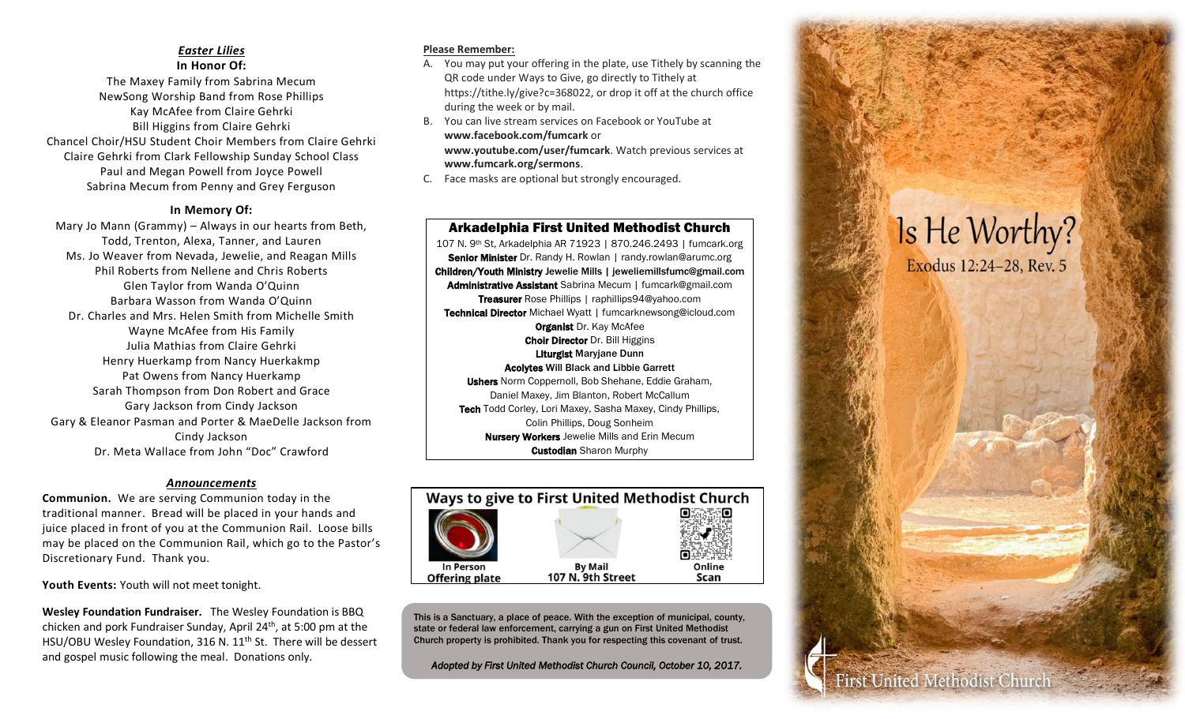### *Easter Lilies*

**In Honor Of:**

The Maxey Family from Sabrina Mecum
NewSong Worship Band from Rose Phillips
Kay McAfee from Claire Gehrki
Bill Higgins from Claire Gehrki
Chancel Choir/HSU Student Choir Members from Claire Gehrki
Claire Gehrki from Clark Fellowship Sunday School Class
Paul and Megan Powell from Joyce Powell
Sabrina Mecum from Penny and Grey Ferguson

**In Memory Of:**

Mary Jo Mann (Grammy) – Always in our hearts from Beth, Todd, Trenton, Alexa, Tanner, and Lauren
Ms. Jo Weaver from Nevada, Jewelie, and Reagan Mills
Phil Roberts from Nellene and Chris Roberts
Glen Taylor from Wanda O'Quinn
Barbara Wasson from Wanda O'Quinn
Dr. Charles and Mrs. Helen Smith from Michelle Smith
Wayne McAfee from His Family
Julia Mathias from Claire Gehrki
Henry Huerkamp from Nancy Huerkakmp
Pat Owens from Nancy Huerkamp
Sarah Thompson from Don Robert and Grace
Gary Jackson from Cindy Jackson
Gary & Eleanor Pasman and Porter & MaeDelle Jackson from Cindy Jackson
Dr. Meta Wallace from John "Doc" Crawford

### *Announcements*

**Communion.** We are serving Communion today in the traditional manner. Bread will be placed in your hands and juice placed in front of you at the Communion Rail. Loose bills may be placed on the Communion Rail, which go to the Pastor's Discretionary Fund. Thank you.

**Youth Events:** Youth will not meet tonight.

**Wesley Foundation Fundraiser.** The Wesley Foundation is BBQ chicken and pork Fundraiser Sunday, April 24th, at 5:00 pm at the HSU/OBU Wesley Foundation, 316 N. 11th St. There will be dessert and gospel music following the meal. Donations only.

**Please Remember:**

A. You may put your offering in the plate, use Tithely by scanning the QR code under Ways to Give, go directly to Tithely at https://tithe.ly/give?c=368022, or drop it off at the church office during the week or by mail.
B. You can live stream services on Facebook or YouTube at **www.facebook.com/fumcark** or **www.youtube.com/user/fumcark**. Watch previous services at **www.fumcark.org/sermons**.
C. Face masks are optional but strongly encouraged.

**Arkadelphia First United Methodist Church**

107 N. 9th St, Arkadelphia AR 71923 | 870.246.2493 | fumcark.org
**Senior Minister** Dr. Randy H. Rowlan | randy.rowlan@arumc.org
**Children/Youth Ministry** Jewelie Mills | jeweliemillsfumc@gmail.com
**Administrative Assistant** Sabrina Mecum | fumcark@gmail.com
**Treasurer** Rose Phillips | raphillips94@yahoo.com
**Technical Director** Michael Wyatt | fumcarknewsong@icloud.com
**Organist** Dr. Kay McAfee
**Choir Director** Dr. Bill Higgins
**Liturgist** Maryjane Dunn
**Acolytes** Will Black and Libbie Garrett
**Ushers** Norm Coppernoll, Bob Shehane, Eddie Graham, Daniel Maxey, Jim Blanton, Robert McCallum
**Tech** Todd Corley, Lori Maxey, Sasha Maxey, Cindy Phillips, Colin Phillips, Doug Sonheim
**Nursery Workers** Jewelie Mills and Erin Mecum
**Custodian** Sharon Murphy

**Ways to give to First United Methodist Church**

| In Person | By Mail | Online |
|---|---|---|
| Offering plate | 107 N. 9th Street | Scan |

This is a Sanctuary, a place of peace. With the exception of municipal, county, state or federal law enforcement, carrying a gun on First United Methodist Church property is prohibited. Thank you for respecting this covenant of trust.

*Adopted by First United Methodist Church Council, October 10, 2017.*

# Is He Worthy?

Exodus 12:24–28, Rev. 5

First United Methodist Church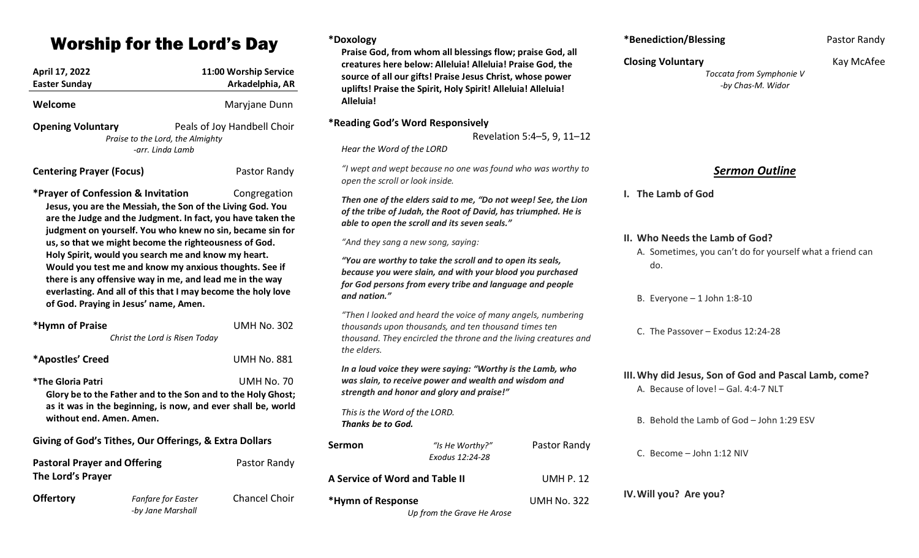# Worship for the Lord's Day

**April 17, 2022** — **11:00 Worship Service**
**Easter Sunday** — **Arkadelphia, AR**

**Welcome** — Maryjane Dunn

**Opening Voluntary** — Peals of Joy Handbell Choir
*Praise to the Lord, the Almighty*
*-arr. Linda Lamb*

**Centering Prayer (Focus)** — Pastor Randy

**\*Prayer of Confession & Invitation** — Congregation

**Jesus, you are the Messiah, the Son of the Living God. You are the Judge and the Judgment. In fact, you have taken the judgment on yourself. You who knew no sin, became sin for us, so that we might become the righteousness of God. Holy Spirit, would you search me and know my heart. Would you test me and know my anxious thoughts. See if there is any offensive way in me, and lead me in the way everlasting. And all of this that I may become the holy love of God. Praying in Jesus' name, Amen.**

**\*Hymn of Praise** — UMH No. 302
*Christ the Lord is Risen Today*

**\*Apostles' Creed** — UMH No. 881

**\*The Gloria Patri** — UMH No. 70

**Glory be to the Father and to the Son and to the Holy Ghost; as it was in the beginning, is now, and ever shall be, world without end. Amen. Amen.**

**Giving of God's Tithes, Our Offerings, & Extra Dollars**

**Pastoral Prayer and Offering** — Pastor Randy
**The Lord's Prayer**

**Offertory** — *Fanfare for Easter* *-by Jane Marshall* — Chancel Choir

**\*Doxology**

**Praise God, from whom all blessings flow; praise God, all creatures here below: Alleluia! Alleluia! Praise God, the source of all our gifts! Praise Jesus Christ, whose power uplifts! Praise the Spirit, Holy Spirit! Alleluia! Alleluia! Alleluia!**

**\*Reading God's Word Responsively** — Revelation 5:4–5, 9, 11–12

*Hear the Word of the LORD*

*"I wept and wept because no one was found who was worthy to open the scroll or look inside.*

***Then one of the elders said to me, "Do not weep! See, the Lion of the tribe of Judah, the Root of David, has triumphed. He is able to open the scroll and its seven seals."***

*"And they sang a new song, saying:*

***"You are worthy to take the scroll and to open its seals, because you were slain, and with your blood you purchased for God persons from every tribe and language and people and nation."***

*"Then I looked and heard the voice of many angels, numbering thousands upon thousands, and ten thousand times ten thousand. They encircled the throne and the living creatures and the elders.*

***In a loud voice they were saying: "Worthy is the Lamb, who was slain, to receive power and wealth and wisdom and strength and honor and glory and praise!"***

*This is the Word of the LORD.*
***Thanks be to God.***

**Sermon** — *"Is He Worthy?"* *Exodus 12:24-28* — Pastor Randy

**A Service of Word and Table II** — UMH P. 12

**\*Hymn of Response** — UMH No. 322
*Up from the Grave He Arose*

**\*Benediction/Blessing** — Pastor Randy

**Closing Voluntary** — Kay McAfee
*Toccata from Symphonie V*
*-by Chas-M. Widor*

## *Sermon Outline*

**I. The Lamb of God**

**II. Who Needs the Lamb of God?**

A. Sometimes, you can't do for yourself what a friend can do.

B. Everyone – 1 John 1:8-10

C. The Passover – Exodus 12:24-28

**III. Why did Jesus, Son of God and Pascal Lamb, come?**

A. Because of love! – Gal. 4:4-7 NLT

B. Behold the Lamb of God – John 1:29 ESV

C. Become – John 1:12 NIV

**IV. Will you? Are you?**